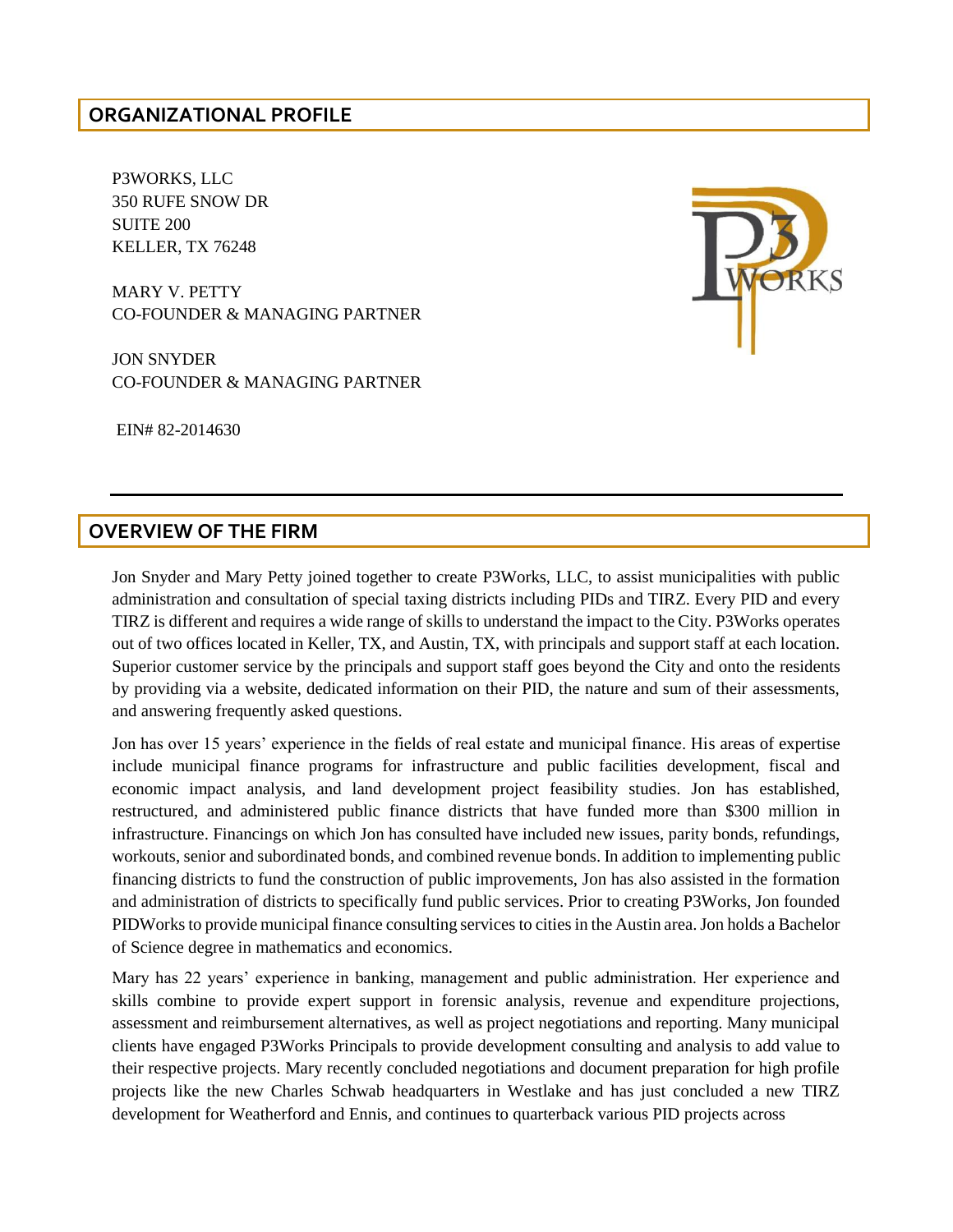## ORGANIZATIONAL PROFILE

P3WORKS, LLC
350 RUFE SNOW DR
SUITE 200
KELLER, TX 76248

MARY V. PETTY
CO-FOUNDER & MANAGING PARTNER

JON SNYDER
CO-FOUNDER & MANAGING PARTNER

EIN# 82-2014630

---

## OVERVIEW OF THE FIRM

Jon Snyder and Mary Petty joined together to create P3Works, LLC, to assist municipalities with public administration and consultation of special taxing districts including PIDs and TIRZ. Every PID and every TIRZ is different and requires a wide range of skills to understand the impact to the City. P3Works operates out of two offices located in Keller, TX, and Austin, TX, with principals and support staff at each location. Superior customer service by the principals and support staff goes beyond the City and onto the residents by providing via a website, dedicated information on their PID, the nature and sum of their assessments, and answering frequently asked questions.

Jon has over 15 years' experience in the fields of real estate and municipal finance. His areas of expertise include municipal finance programs for infrastructure and public facilities development, fiscal and economic impact analysis, and land development project feasibility studies. Jon has established, restructured, and administered public finance districts that have funded more than $300 million in infrastructure. Financings on which Jon has consulted have included new issues, parity bonds, refundings, workouts, senior and subordinated bonds, and combined revenue bonds. In addition to implementing public financing districts to fund the construction of public improvements, Jon has also assisted in the formation and administration of districts to specifically fund public services. Prior to creating P3Works, Jon founded PIDWorks to provide municipal finance consulting services to cities in the Austin area. Jon holds a Bachelor of Science degree in mathematics and economics.

Mary has 22 years' experience in banking, management and public administration. Her experience and skills combine to provide expert support in forensic analysis, revenue and expenditure projections, assessment and reimbursement alternatives, as well as project negotiations and reporting. Many municipal clients have engaged P3Works Principals to provide development consulting and analysis to add value to their respective projects. Mary recently concluded negotiations and document preparation for high profile projects like the new Charles Schwab headquarters in Westlake and has just concluded a new TIRZ development for Weatherford and Ennis, and continues to quarterback various PID projects across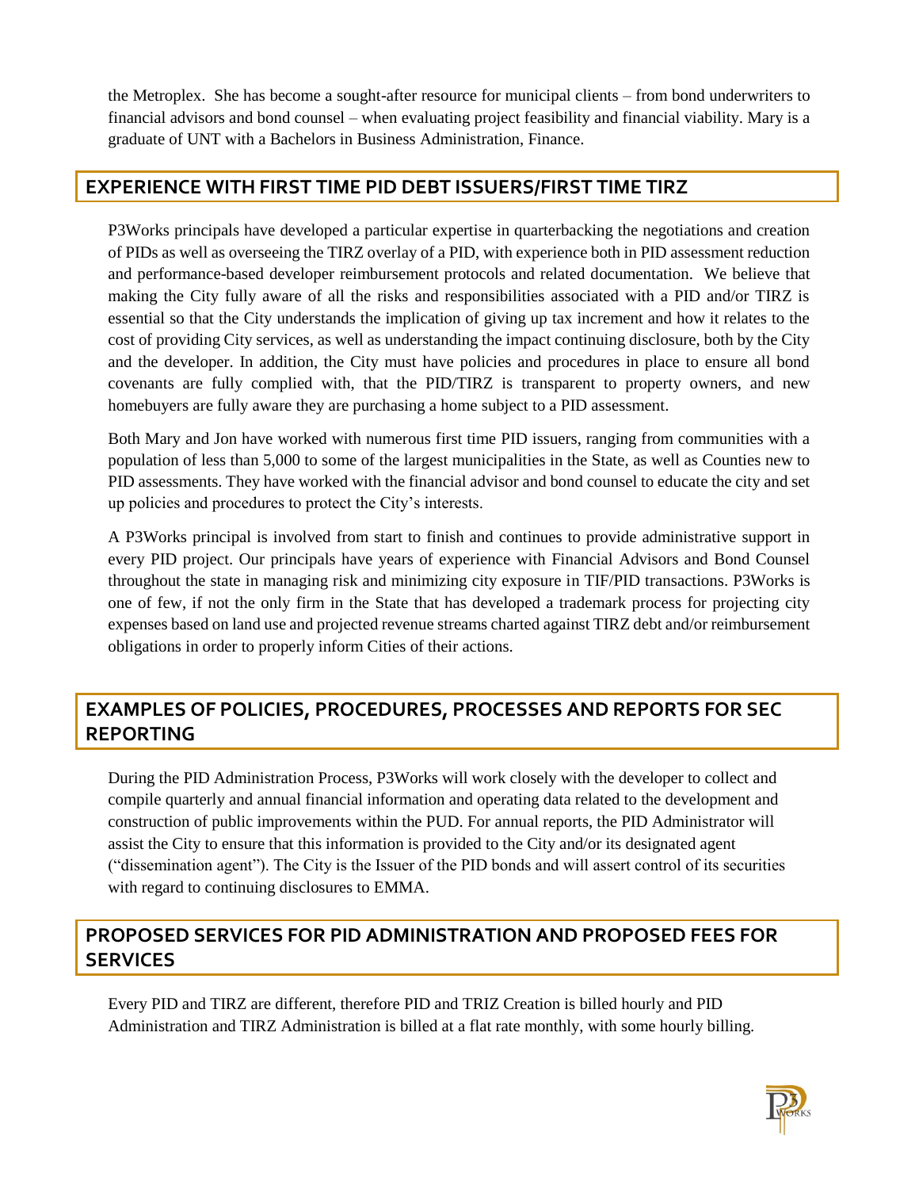the Metroplex. She has become a sought-after resource for municipal clients – from bond underwriters to financial advisors and bond counsel – when evaluating project feasibility and financial viability. Mary is a graduate of UNT with a Bachelors in Business Administration, Finance.

## EXPERIENCE WITH FIRST TIME PID DEBT ISSUERS/FIRST TIME TIRZ

P3Works principals have developed a particular expertise in quarterbacking the negotiations and creation of PIDs as well as overseeing the TIRZ overlay of a PID, with experience both in PID assessment reduction and performance-based developer reimbursement protocols and related documentation. We believe that making the City fully aware of all the risks and responsibilities associated with a PID and/or TIRZ is essential so that the City understands the implication of giving up tax increment and how it relates to the cost of providing City services, as well as understanding the impact continuing disclosure, both by the City and the developer. In addition, the City must have policies and procedures in place to ensure all bond covenants are fully complied with, that the PID/TIRZ is transparent to property owners, and new homebuyers are fully aware they are purchasing a home subject to a PID assessment.

Both Mary and Jon have worked with numerous first time PID issuers, ranging from communities with a population of less than 5,000 to some of the largest municipalities in the State, as well as Counties new to PID assessments. They have worked with the financial advisor and bond counsel to educate the city and set up policies and procedures to protect the City's interests.

A P3Works principal is involved from start to finish and continues to provide administrative support in every PID project. Our principals have years of experience with Financial Advisors and Bond Counsel throughout the state in managing risk and minimizing city exposure in TIF/PID transactions. P3Works is one of few, if not the only firm in the State that has developed a trademark process for projecting city expenses based on land use and projected revenue streams charted against TIRZ debt and/or reimbursement obligations in order to properly inform Cities of their actions.

## EXAMPLES OF POLICIES, PROCEDURES, PROCESSES AND REPORTS FOR SEC REPORTING

During the PID Administration Process, P3Works will work closely with the developer to collect and compile quarterly and annual financial information and operating data related to the development and construction of public improvements within the PUD. For annual reports, the PID Administrator will assist the City to ensure that this information is provided to the City and/or its designated agent ("dissemination agent"). The City is the Issuer of the PID bonds and will assert control of its securities with regard to continuing disclosures to EMMA.

## PROPOSED SERVICES FOR PID ADMINISTRATION AND PROPOSED FEES FOR SERVICES

Every PID and TIRZ are different, therefore PID and TRIZ Creation is billed hourly and PID Administration and TIRZ Administration is billed at a flat rate monthly, with some hourly billing.